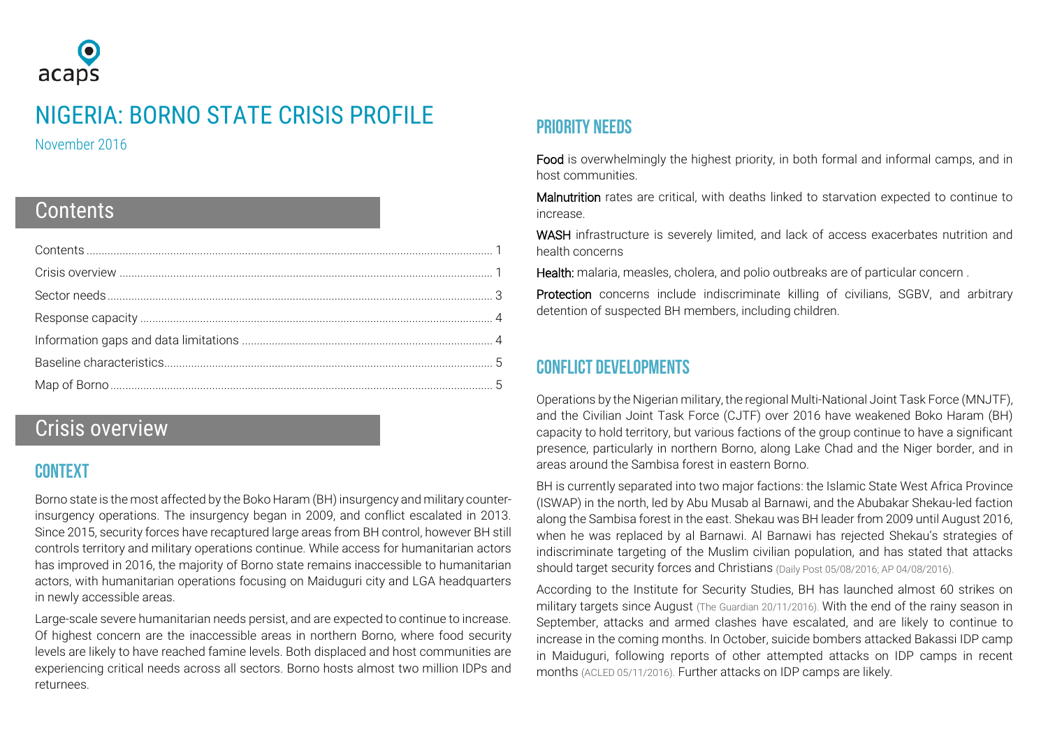acaps

# NIGERIA: BORNO STATE CRISIS PROFILE

November 2016

## Contents

- Contents ..... 1
- Crisis overview ..... 1
- Sector needs ..... 3
- Response capacity ..... 4
- Information gaps and data limitations ..... 4
- Baseline characteristics ..... 5
- Map of Borno ..... 5

## Crisis overview

### CONTEXT

Borno state is the most affected by the Boko Haram (BH) insurgency and military counter-insurgency operations. The insurgency began in 2009, and conflict escalated in 2013. Since 2015, security forces have recaptured large areas from BH control, however BH still controls territory and military operations continue. While access for humanitarian actors has improved in 2016, the majority of Borno state remains inaccessible to humanitarian actors, with humanitarian operations focusing on Maiduguri city and LGA headquarters in newly accessible areas.

Large-scale severe humanitarian needs persist, and are expected to continue to increase. Of highest concern are the inaccessible areas in northern Borno, where food security levels are likely to have reached famine levels. Both displaced and host communities are experiencing critical needs across all sectors. Borno hosts almost two million IDPs and returnees.

### PRIORITY NEEDS

**Food** is overwhelmingly the highest priority, in both formal and informal camps, and in host communities.

**Malnutrition** rates are critical, with deaths linked to starvation expected to continue to increase.

**WASH** infrastructure is severely limited, and lack of access exacerbates nutrition and health concerns

**Health:** malaria, measles, cholera, and polio outbreaks are of particular concern .

**Protection** concerns include indiscriminate killing of civilians, SGBV, and arbitrary detention of suspected BH members, including children.

### CONFLICT DEVELOPMENTS

Operations by the Nigerian military, the regional Multi-National Joint Task Force (MNJTF), and the Civilian Joint Task Force (CJTF) over 2016 have weakened Boko Haram (BH) capacity to hold territory, but various factions of the group continue to have a significant presence, particularly in northern Borno, along Lake Chad and the Niger border, and in areas around the Sambisa forest in eastern Borno.

BH is currently separated into two major factions: the Islamic State West Africa Province (ISWAP) in the north, led by Abu Musab al Barnawi, and the Abubakar Shekau-led faction along the Sambisa forest in the east. Shekau was BH leader from 2009 until August 2016, when he was replaced by al Barnawi. Al Barnawi has rejected Shekau's strategies of indiscriminate targeting of the Muslim civilian population, and has stated that attacks should target security forces and Christians (Daily Post 05/08/2016; AP 04/08/2016).

According to the Institute for Security Studies, BH has launched almost 60 strikes on military targets since August (The Guardian 20/11/2016). With the end of the rainy season in September, attacks and armed clashes have escalated, and are likely to continue to increase in the coming months. In October, suicide bombers attacked Bakassi IDP camp in Maiduguri, following reports of other attempted attacks on IDP camps in recent months (ACLED 05/11/2016). Further attacks on IDP camps are likely.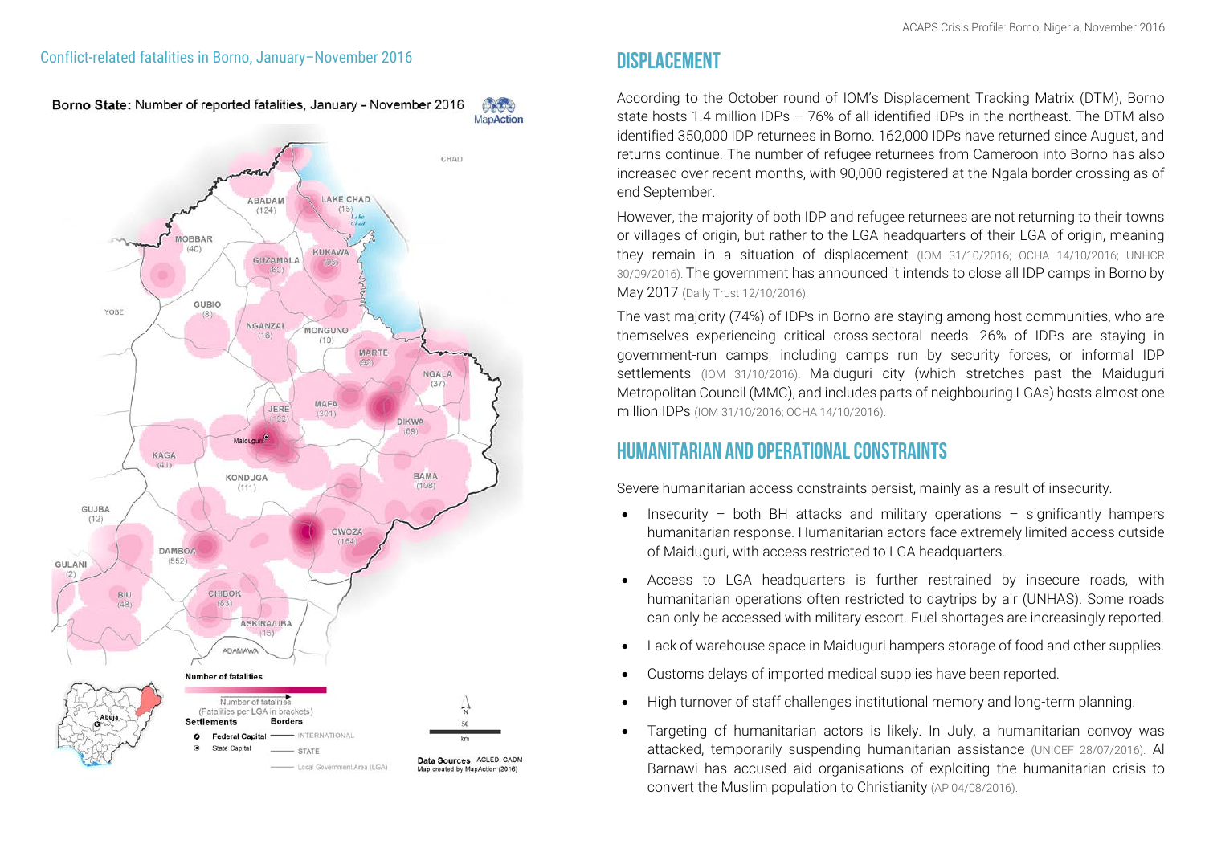Conflict-related fatalities in Borno, January–November 2016

Borno State: Number of reported fatalities, January - November 2016

| LGA | Fatalities |
| --- | --- |
| ABADAM | 124 |
| LAKE CHAD | 15 |
| MOBBAR | 40 |
| GUZAMALA | 62 |
| KUKAWA | 85 |
| GUBIO | 8 |
| NGANZAI | 18 |
| MONGUNO | 10 |
| MARTE | 92 |
| NGALA | 37 |
| JERE | 122 |
| MAFA | 301 |
| DIKWA | 69 |
| KAGA | 41 |
| KONDUGA | 111 |
| BAMA | 108 |
| GUJBA | 12 |
| GWOZA | 154 |
| DAMBOA | 552 |
| GULANI | 2 |
| BIU | 48 |
| CHIBOK | 63 |
| ASKIRA/UBA | 15 |

Data Sources: ACLED, GADM. Map created by MapAction (2016)

## DISPLACEMENT

According to the October round of IOM's Displacement Tracking Matrix (DTM), Borno state hosts 1.4 million IDPs – 76% of all identified IDPs in the northeast. The DTM also identified 350,000 IDP returnees in Borno. 162,000 IDPs have returned since August, and returns continue. The number of refugee returnees from Cameroon into Borno has also increased over recent months, with 90,000 registered at the Ngala border crossing as of end September.

However, the majority of both IDP and refugee returnees are not returning to their towns or villages of origin, but rather to the LGA headquarters of their LGA of origin, meaning they remain in a situation of displacement (IOM 31/10/2016; OCHA 14/10/2016; UNHCR 30/09/2016). The government has announced it intends to close all IDP camps in Borno by May 2017 (Daily Trust 12/10/2016).

The vast majority (74%) of IDPs in Borno are staying among host communities, who are themselves experiencing critical cross-sectoral needs. 26% of IDPs are staying in government-run camps, including camps run by security forces, or informal IDP settlements (IOM 31/10/2016). Maiduguri city (which stretches past the Maiduguri Metropolitan Council (MMC), and includes parts of neighbouring LGAs) hosts almost one million IDPs (IOM 31/10/2016; OCHA 14/10/2016).

## HUMANITARIAN AND OPERATIONAL CONSTRAINTS

Severe humanitarian access constraints persist, mainly as a result of insecurity.

- Insecurity – both BH attacks and military operations – significantly hampers humanitarian response. Humanitarian actors face extremely limited access outside of Maiduguri, with access restricted to LGA headquarters.
- Access to LGA headquarters is further restrained by insecure roads, with humanitarian operations often restricted to daytrips by air (UNHAS). Some roads can only be accessed with military escort. Fuel shortages are increasingly reported.
- Lack of warehouse space in Maiduguri hampers storage of food and other supplies.
- Customs delays of imported medical supplies have been reported.
- High turnover of staff challenges institutional memory and long-term planning.
- Targeting of humanitarian actors is likely. In July, a humanitarian convoy was attacked, temporarily suspending humanitarian assistance (UNICEF 28/07/2016). Al Barnawi has accused aid organisations of exploiting the humanitarian crisis to convert the Muslim population to Christianity (AP 04/08/2016).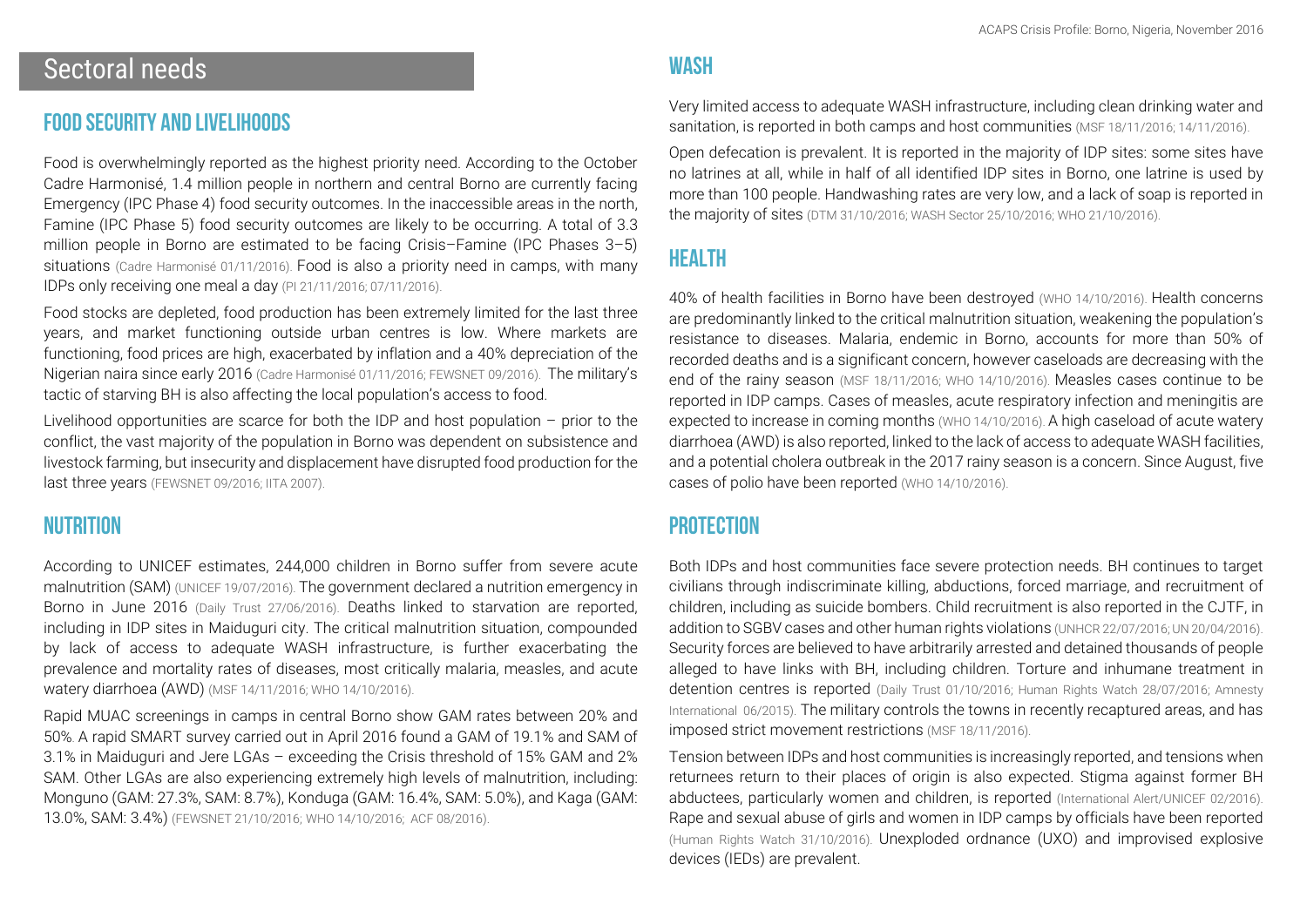# Sectoral needs

## Food Security and Livelihoods

Food is overwhelmingly reported as the highest priority need. According to the October Cadre Harmonisé, 1.4 million people in northern and central Borno are currently facing Emergency (IPC Phase 4) food security outcomes. In the inaccessible areas in the north, Famine (IPC Phase 5) food security outcomes are likely to be occurring. A total of 3.3 million people in Borno are estimated to be facing Crisis–Famine (IPC Phases 3–5) situations (Cadre Harmonisé 01/11/2016). Food is also a priority need in camps, with many IDPs only receiving one meal a day (PI 21/11/2016; 07/11/2016).

Food stocks are depleted, food production has been extremely limited for the last three years, and market functioning outside urban centres is low. Where markets are functioning, food prices are high, exacerbated by inflation and a 40% depreciation of the Nigerian naira since early 2016 (Cadre Harmonisé 01/11/2016; FEWSNET 09/2016). The military's tactic of starving BH is also affecting the local population's access to food.

Livelihood opportunities are scarce for both the IDP and host population – prior to the conflict, the vast majority of the population in Borno was dependent on subsistence and livestock farming, but insecurity and displacement have disrupted food production for the last three years (FEWSNET 09/2016; IITA 2007).

## Nutrition

According to UNICEF estimates, 244,000 children in Borno suffer from severe acute malnutrition (SAM) (UNICEF 19/07/2016). The government declared a nutrition emergency in Borno in June 2016 (Daily Trust 27/06/2016). Deaths linked to starvation are reported, including in IDP sites in Maiduguri city. The critical malnutrition situation, compounded by lack of access to adequate WASH infrastructure, is further exacerbating the prevalence and mortality rates of diseases, most critically malaria, measles, and acute watery diarrhoea (AWD) (MSF 14/11/2016; WHO 14/10/2016).

Rapid MUAC screenings in camps in central Borno show GAM rates between 20% and 50%. A rapid SMART survey carried out in April 2016 found a GAM of 19.1% and SAM of 3.1% in Maiduguri and Jere LGAs – exceeding the Crisis threshold of 15% GAM and 2% SAM. Other LGAs are also experiencing extremely high levels of malnutrition, including: Monguno (GAM: 27.3%, SAM: 8.7%), Konduga (GAM: 16.4%, SAM: 5.0%), and Kaga (GAM: 13.0%, SAM: 3.4%) (FEWSNET 21/10/2016; WHO 14/10/2016; ACF 08/2016).

## WASH

Very limited access to adequate WASH infrastructure, including clean drinking water and sanitation, is reported in both camps and host communities (MSF 18/11/2016; 14/11/2016).

Open defecation is prevalent. It is reported in the majority of IDP sites: some sites have no latrines at all, while in half of all identified IDP sites in Borno, one latrine is used by more than 100 people. Handwashing rates are very low, and a lack of soap is reported in the majority of sites (DTM 31/10/2016; WASH Sector 25/10/2016; WHO 21/10/2016).

## Health

40% of health facilities in Borno have been destroyed (WHO 14/10/2016). Health concerns are predominantly linked to the critical malnutrition situation, weakening the population's resistance to diseases. Malaria, endemic in Borno, accounts for more than 50% of recorded deaths and is a significant concern, however caseloads are decreasing with the end of the rainy season (MSF 18/11/2016; WHO 14/10/2016). Measles cases continue to be reported in IDP camps. Cases of measles, acute respiratory infection and meningitis are expected to increase in coming months (WHO 14/10/2016). A high caseload of acute watery diarrhoea (AWD) is also reported, linked to the lack of access to adequate WASH facilities, and a potential cholera outbreak in the 2017 rainy season is a concern. Since August, five cases of polio have been reported (WHO 14/10/2016).

## Protection

Both IDPs and host communities face severe protection needs. BH continues to target civilians through indiscriminate killing, abductions, forced marriage, and recruitment of children, including as suicide bombers. Child recruitment is also reported in the CJTF, in addition to SGBV cases and other human rights violations (UNHCR 22/07/2016; UN 20/04/2016). Security forces are believed to have arbitrarily arrested and detained thousands of people alleged to have links with BH, including children. Torture and inhumane treatment in detention centres is reported (Daily Trust 01/10/2016; Human Rights Watch 28/07/2016; Amnesty International 06/2015). The military controls the towns in recently recaptured areas, and has imposed strict movement restrictions (MSF 18/11/2016).

Tension between IDPs and host communities is increasingly reported, and tensions when returnees return to their places of origin is also expected. Stigma against former BH abductees, particularly women and children, is reported (International Alert/UNICEF 02/2016). Rape and sexual abuse of girls and women in IDP camps by officials have been reported (Human Rights Watch 31/10/2016). Unexploded ordnance (UXO) and improvised explosive devices (IEDs) are prevalent.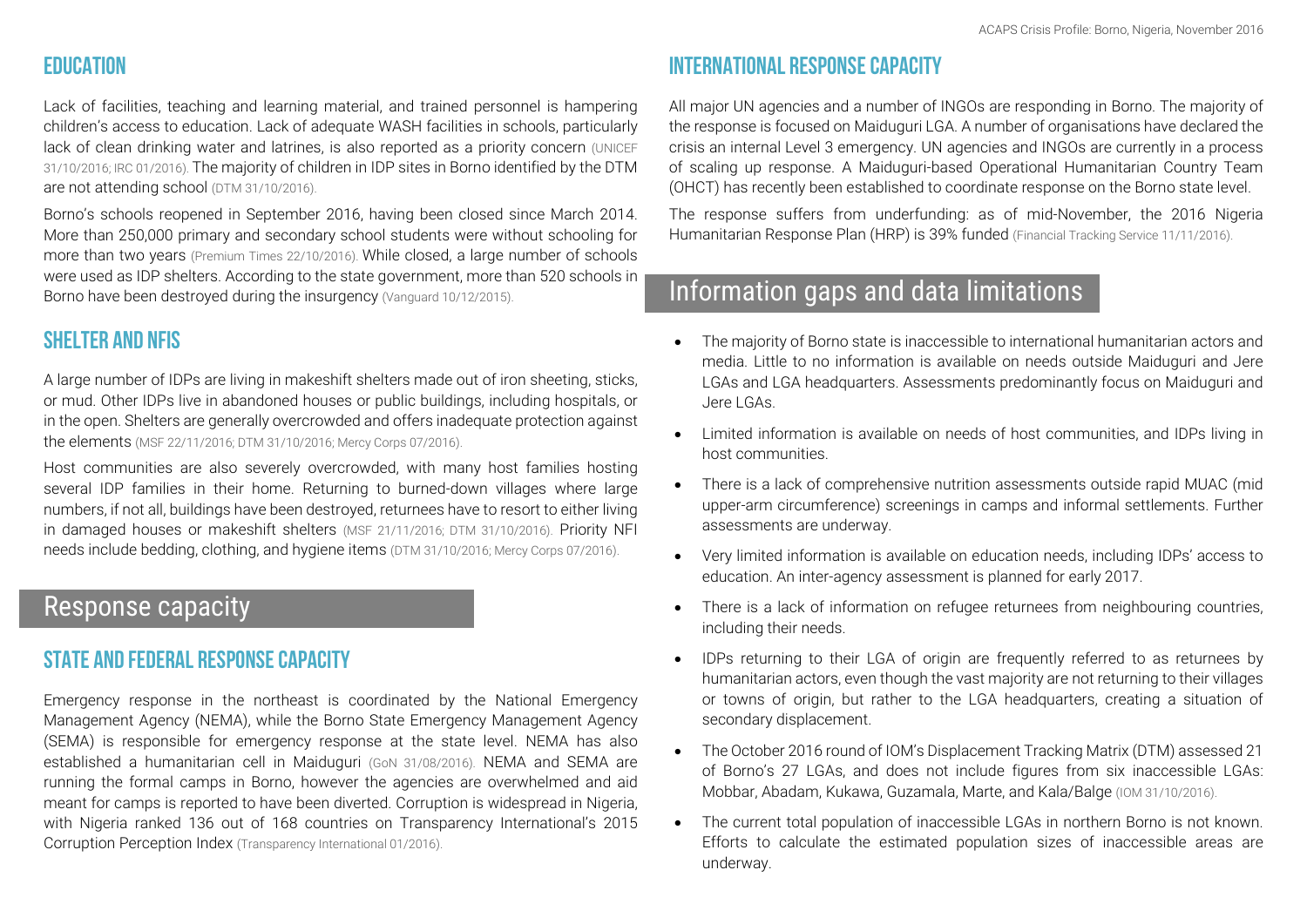### Education

Lack of facilities, teaching and learning material, and trained personnel is hampering children's access to education. Lack of adequate WASH facilities in schools, particularly lack of clean drinking water and latrines, is also reported as a priority concern (UNICEF 31/10/2016; IRC 01/2016). The majority of children in IDP sites in Borno identified by the DTM are not attending school (DTM 31/10/2016).

Borno's schools reopened in September 2016, having been closed since March 2014. More than 250,000 primary and secondary school students were without schooling for more than two years (Premium Times 22/10/2016). While closed, a large number of schools were used as IDP shelters. According to the state government, more than 520 schools in Borno have been destroyed during the insurgency (Vanguard 10/12/2015).

### Shelter and NFIs

A large number of IDPs are living in makeshift shelters made out of iron sheeting, sticks, or mud. Other IDPs live in abandoned houses or public buildings, including hospitals, or in the open. Shelters are generally overcrowded and offers inadequate protection against the elements (MSF 22/11/2016; DTM 31/10/2016; Mercy Corps 07/2016).

Host communities are also severely overcrowded, with many host families hosting several IDP families in their home. Returning to burned-down villages where large numbers, if not all, buildings have been destroyed, returnees have to resort to either living in damaged houses or makeshift shelters (MSF 21/11/2016; DTM 31/10/2016). Priority NFI needs include bedding, clothing, and hygiene items (DTM 31/10/2016; Mercy Corps 07/2016).

## Response capacity

### State and federal response capacity

Emergency response in the northeast is coordinated by the National Emergency Management Agency (NEMA), while the Borno State Emergency Management Agency (SEMA) is responsible for emergency response at the state level. NEMA has also established a humanitarian cell in Maiduguri (GoN 31/08/2016). NEMA and SEMA are running the formal camps in Borno, however the agencies are overwhelmed and aid meant for camps is reported to have been diverted. Corruption is widespread in Nigeria, with Nigeria ranked 136 out of 168 countries on Transparency International's 2015 Corruption Perception Index (Transparency International 01/2016).

### International response capacity

All major UN agencies and a number of INGOs are responding in Borno. The majority of the response is focused on Maiduguri LGA. A number of organisations have declared the crisis an internal Level 3 emergency. UN agencies and INGOs are currently in a process of scaling up response. A Maiduguri-based Operational Humanitarian Country Team (OHCT) has recently been established to coordinate response on the Borno state level.

The response suffers from underfunding: as of mid-November, the 2016 Nigeria Humanitarian Response Plan (HRP) is 39% funded (Financial Tracking Service 11/11/2016).

## Information gaps and data limitations

- The majority of Borno state is inaccessible to international humanitarian actors and media. Little to no information is available on needs outside Maiduguri and Jere LGAs and LGA headquarters. Assessments predominantly focus on Maiduguri and Jere LGAs.
- Limited information is available on needs of host communities, and IDPs living in host communities.
- There is a lack of comprehensive nutrition assessments outside rapid MUAC (mid upper-arm circumference) screenings in camps and informal settlements. Further assessments are underway.
- Very limited information is available on education needs, including IDPs' access to education. An inter-agency assessment is planned for early 2017.
- There is a lack of information on refugee returnees from neighbouring countries, including their needs.
- IDPs returning to their LGA of origin are frequently referred to as returnees by humanitarian actors, even though the vast majority are not returning to their villages or towns of origin, but rather to the LGA headquarters, creating a situation of secondary displacement.
- The October 2016 round of IOM's Displacement Tracking Matrix (DTM) assessed 21 of Borno's 27 LGAs, and does not include figures from six inaccessible LGAs: Mobbar, Abadam, Kukawa, Guzamala, Marte, and Kala/Balge (IOM 31/10/2016).
- The current total population of inaccessible LGAs in northern Borno is not known. Efforts to calculate the estimated population sizes of inaccessible areas are underway.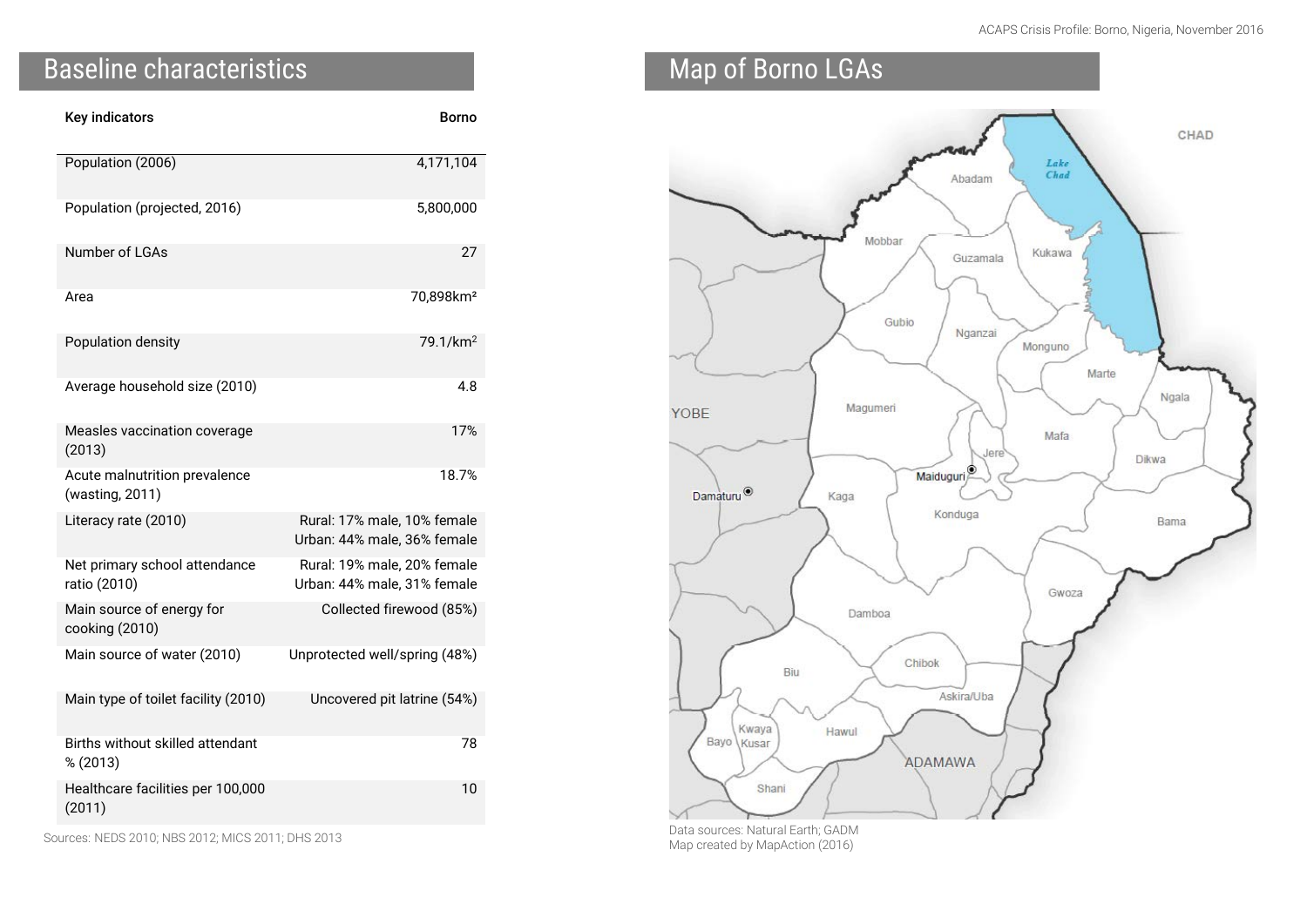## Baseline characteristics

| Key indicators | Borno |
| --- | --- |
| Population (2006) | 4,171,104 |
| Population (projected, 2016) | 5,800,000 |
| Number of LGAs | 27 |
| Area | 70,898km² |
| Population density | 79.1/km² |
| Average household size (2010) | 4.8 |
| Measles vaccination coverage (2013) | 17% |
| Acute malnutrition prevalence (wasting, 2011) | 18.7% |
| Literacy rate (2010) | Rural: 17% male, 10% female<br>Urban: 44% male, 36% female |
| Net primary school attendance ratio (2010) | Rural: 19% male, 20% female<br>Urban: 44% male, 31% female |
| Main source of energy for cooking (2010) | Collected firewood (85%) |
| Main source of water (2010) | Unprotected well/spring (48%) |
| Main type of toilet facility (2010) | Uncovered pit latrine (54%) |
| Births without skilled attendant % (2013) | 78 |
| Healthcare facilities per 100,000 (2011) | 10 |

Sources: NEDS 2010; NBS 2012; MICS 2011; DHS 2013

## Map of Borno LGAs

CHAD, Lake Chad, Abadam, Mobbar, Guzamala, Kukawa, Gubio, Nganzai, Monguno, Marte, Ngala, YOBE, Magumeri, Mafa, Jere, Dikwa, Maiduguri, Damaturu, Kaga, Konduga, Bama, Gwoza, Damboa, Chibok, Biu, Askira/Uba, Kwaya Kusar, Bayo, Hawul, ADAMAWA, Shani

Data sources: Natural Earth; GADM
Map created by MapAction (2016)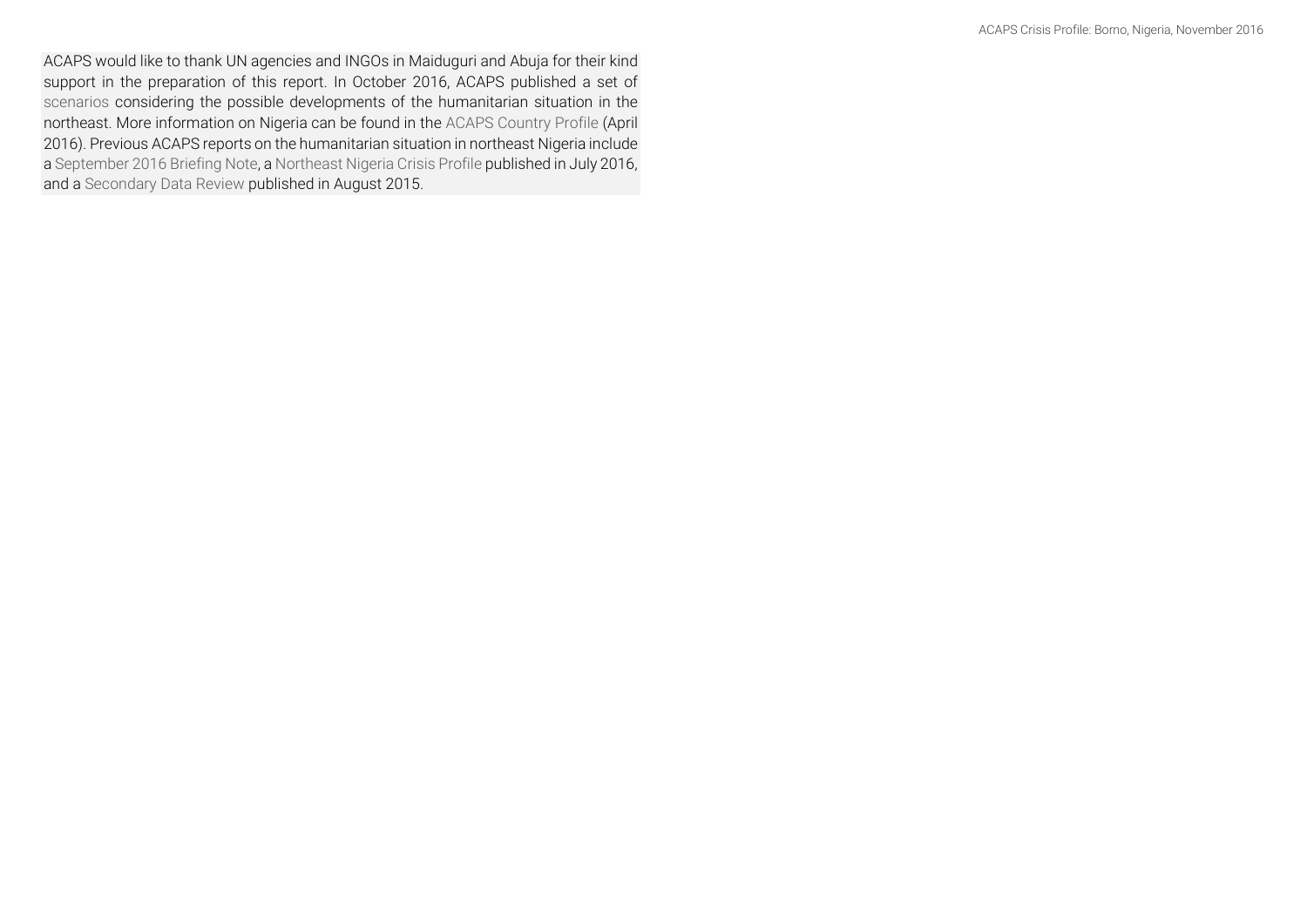ACAPS would like to thank UN agencies and INGOs in Maiduguri and Abuja for their kind support in the preparation of this report. In October 2016, ACAPS published a set of scenarios considering the possible developments of the humanitarian situation in the northeast. More information on Nigeria can be found in the ACAPS Country Profile (April 2016). Previous ACAPS reports on the humanitarian situation in northeast Nigeria include a September 2016 Briefing Note, a Northeast Nigeria Crisis Profile published in July 2016, and a Secondary Data Review published in August 2015.